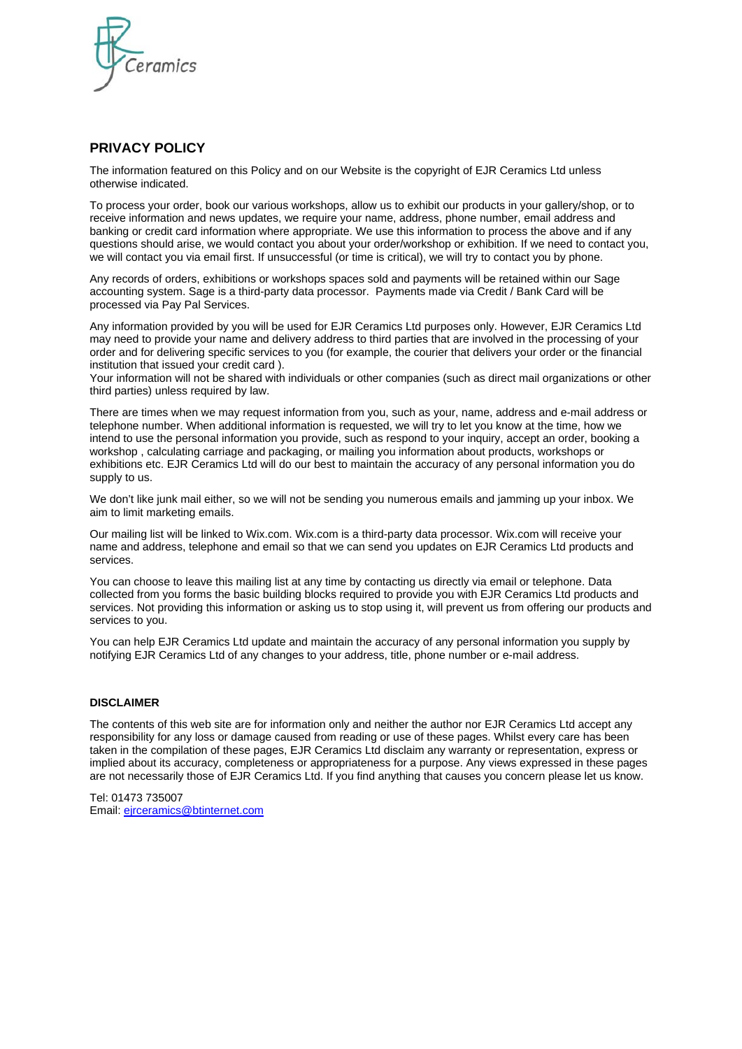Ceramics

## PRIVACY POLICY

The information featured on this Policy and on our Website is the copyright of EJR Ceramics Ltd unless otherwise indicated.

To process your order, book our various workshops, allow us to exhibit our products in your gallery/shop, or to receive information and news updates, we require your name, address, phone number, email address and banking or credit card information where appropriate. We use this information to process the above and if any questions should arise, we would contact you about your order/workshop or exhibition. If we need to contact you, we will contact you via email first. If unsuccessful (or time is critical), we will try to contact you by phone.

Any records of orders, exhibitions or workshops spaces sold and payments will be retained within our Sage accounting system. Sage is a third-party data processor. Payments made via Credit / Bank Card will be processed via Pay Pal Services.

Any information provided by you will be used for EJR Ceramics Ltd purposes only. However, EJR Ceramics Ltd may need to provide your name and delivery address to third parties that are involved in the processing of your order and for delivering specific services to you (for example, the courier that delivers your order or the financial institution that issued your credit card ).
Your information will not be shared with individuals or other companies (such as direct mail organizations or other third parties) unless required by law.

There are times when we may request information from you, such as your, name, address and e-mail address or telephone number. When additional information is requested, we will try to let you know at the time, how we intend to use the personal information you provide, such as respond to your inquiry, accept an order, booking a workshop , calculating carriage and packaging, or mailing you information about products, workshops or exhibitions etc. EJR Ceramics Ltd will do our best to maintain the accuracy of any personal information you do supply to us.

We don't like junk mail either, so we will not be sending you numerous emails and jamming up your inbox. We aim to limit marketing emails.

Our mailing list will be linked to Wix.com. Wix.com is a third-party data processor. Wix.com will receive your name and address, telephone and email so that we can send you updates on EJR Ceramics Ltd products and services.

You can choose to leave this mailing list at any time by contacting us directly via email or telephone. Data collected from you forms the basic building blocks required to provide you with EJR Ceramics Ltd products and services. Not providing this information or asking us to stop using it, will prevent us from offering our products and services to you.

You can help EJR Ceramics Ltd update and maintain the accuracy of any personal information you supply by notifying EJR Ceramics Ltd of any changes to your address, title, phone number or e-mail address.

### DISCLAIMER

The contents of this web site are for information only and neither the author nor EJR Ceramics Ltd accept any responsibility for any loss or damage caused from reading or use of these pages. Whilst every care has been taken in the compilation of these pages, EJR Ceramics Ltd disclaim any warranty or representation, express or implied about its accuracy, completeness or appropriateness for a purpose. Any views expressed in these pages are not necessarily those of EJR Ceramics Ltd. If you find anything that causes you concern please let us know.

Tel: 01473 735007
Email: ejrceramics@btinternet.com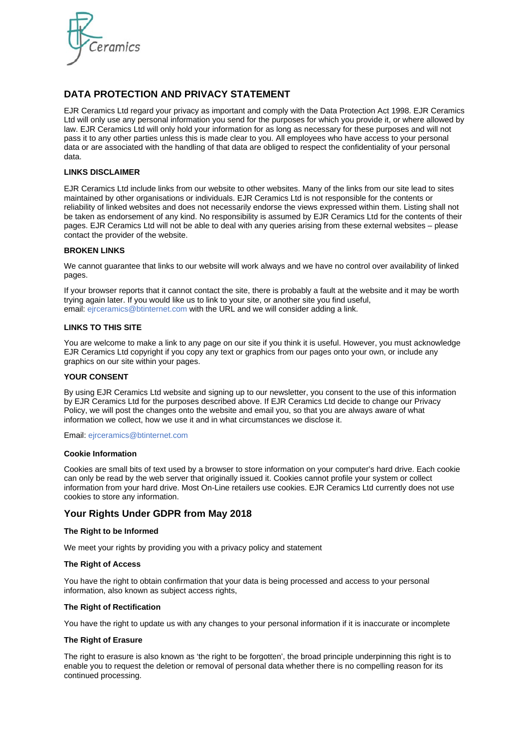## DATA PROTECTION AND PRIVACY STATEMENT

EJR Ceramics Ltd regard your privacy as important and comply with the Data Protection Act 1998. EJR Ceramics Ltd will only use any personal information you send for the purposes for which you provide it, or where allowed by law. EJR Ceramics Ltd will only hold your information for as long as necessary for these purposes and will not pass it to any other parties unless this is made clear to you. All employees who have access to your personal data or are associated with the handling of that data are obliged to respect the confidentiality of your personal data.

### LINKS DISCLAIMER

EJR Ceramics Ltd include links from our website to other websites. Many of the links from our site lead to sites maintained by other organisations or individuals. EJR Ceramics Ltd is not responsible for the contents or reliability of linked websites and does not necessarily endorse the views expressed within them. Listing shall not be taken as endorsement of any kind. No responsibility is assumed by EJR Ceramics Ltd for the contents of their pages. EJR Ceramics Ltd will not be able to deal with any queries arising from these external websites – please contact the provider of the website.

### BROKEN LINKS

We cannot guarantee that links to our website will work always and we have no control over availability of linked pages.

If your browser reports that it cannot contact the site, there is probably a fault at the website and it may be worth trying again later. If you would like us to link to your site, or another site you find useful, email: ejrceramics@btinternet.com with the URL and we will consider adding a link.

### LINKS TO THIS SITE

You are welcome to make a link to any page on our site if you think it is useful. However, you must acknowledge EJR Ceramics Ltd copyright if you copy any text or graphics from our pages onto your own, or include any graphics on our site within your pages.

### YOUR CONSENT

By using EJR Ceramics Ltd website and signing up to our newsletter, you consent to the use of this information by EJR Ceramics Ltd for the purposes described above. If EJR Ceramics Ltd decide to change our Privacy Policy, we will post the changes onto the website and email you, so that you are always aware of what information we collect, how we use it and in what circumstances we disclose it.

Email: ejrceramics@btinternet.com

### Cookie Information

Cookies are small bits of text used by a browser to store information on your computer's hard drive. Each cookie can only be read by the web server that originally issued it. Cookies cannot profile your system or collect information from your hard drive. Most On-Line retailers use cookies. EJR Ceramics Ltd currently does not use cookies to store any information.

## Your Rights Under GDPR from May 2018

### The Right to be Informed

We meet your rights by providing you with a privacy policy and statement

### The Right of Access

You have the right to obtain confirmation that your data is being processed and access to your personal information, also known as subject access rights,

### The Right of Rectification

You have the right to update us with any changes to your personal information if it is inaccurate or incomplete

### The Right of Erasure

The right to erasure is also known as 'the right to be forgotten', the broad principle underpinning this right is to enable you to request the deletion or removal of personal data whether there is no compelling reason for its continued processing.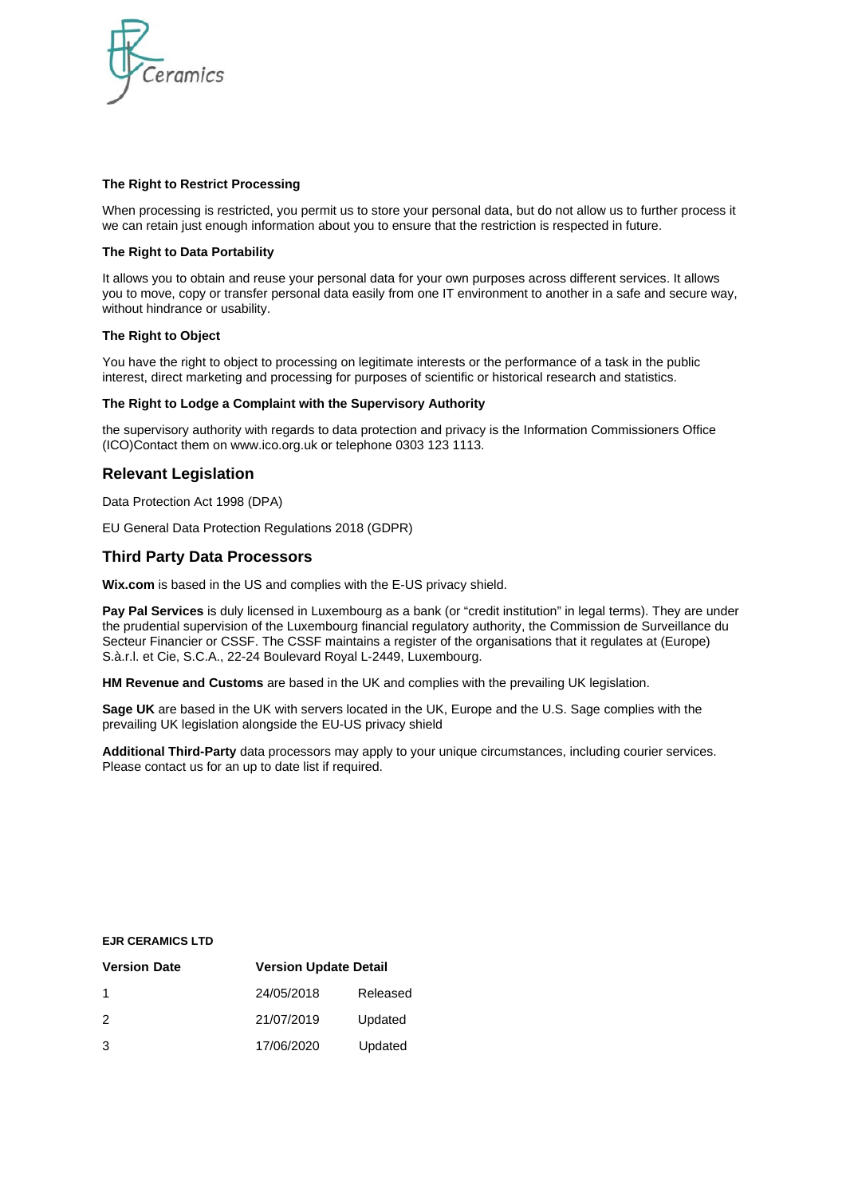**The Right to Restrict Processing**

When processing is restricted, you permit us to store your personal data, but do not allow us to further process it we can retain just enough information about you to ensure that the restriction is respected in future.

**The Right to Data Portability**

It allows you to obtain and reuse your personal data for your own purposes across different services. It allows you to move, copy or transfer personal data easily from one IT environment to another in a safe and secure way, without hindrance or usability.

**The Right to Object**

You have the right to object to processing on legitimate interests or the performance of a task in the public interest, direct marketing and processing for purposes of scientific or historical research and statistics.

**The Right to Lodge a Complaint with the Supervisory Authority**

the supervisory authority with regards to data protection and privacy is the Information Commissioners Office (ICO)Contact them on www.ico.org.uk or telephone 0303 123 1113.

## Relevant Legislation

Data Protection Act 1998 (DPA)

EU General Data Protection Regulations 2018 (GDPR)

## Third Party Data Processors

**Wix.com** is based in the US and complies with the E-US privacy shield.

**Pay Pal Services** is duly licensed in Luxembourg as a bank (or "credit institution" in legal terms). They are under the prudential supervision of the Luxembourg financial regulatory authority, the Commission de Surveillance du Secteur Financier or CSSF. The CSSF maintains a register of the organisations that it regulates at (Europe) S.à.r.l. et Cie, S.C.A., 22-24 Boulevard Royal L-2449, Luxembourg.

**HM Revenue and Customs** are based in the UK and complies with the prevailing UK legislation.

**Sage UK** are based in the UK with servers located in the UK, Europe and the U.S. Sage complies with the prevailing UK legislation alongside the EU-US privacy shield

**Additional Third-Party** data processors may apply to your unique circumstances, including courier services. Please contact us for an up to date list if required.

**EJR CERAMICS LTD**

| Version Date | Version Update Detail | |
|---|---|---|
| 1 | 24/05/2018 | Released |
| 2 | 21/07/2019 | Updated |
| 3 | 17/06/2020 | Updated |